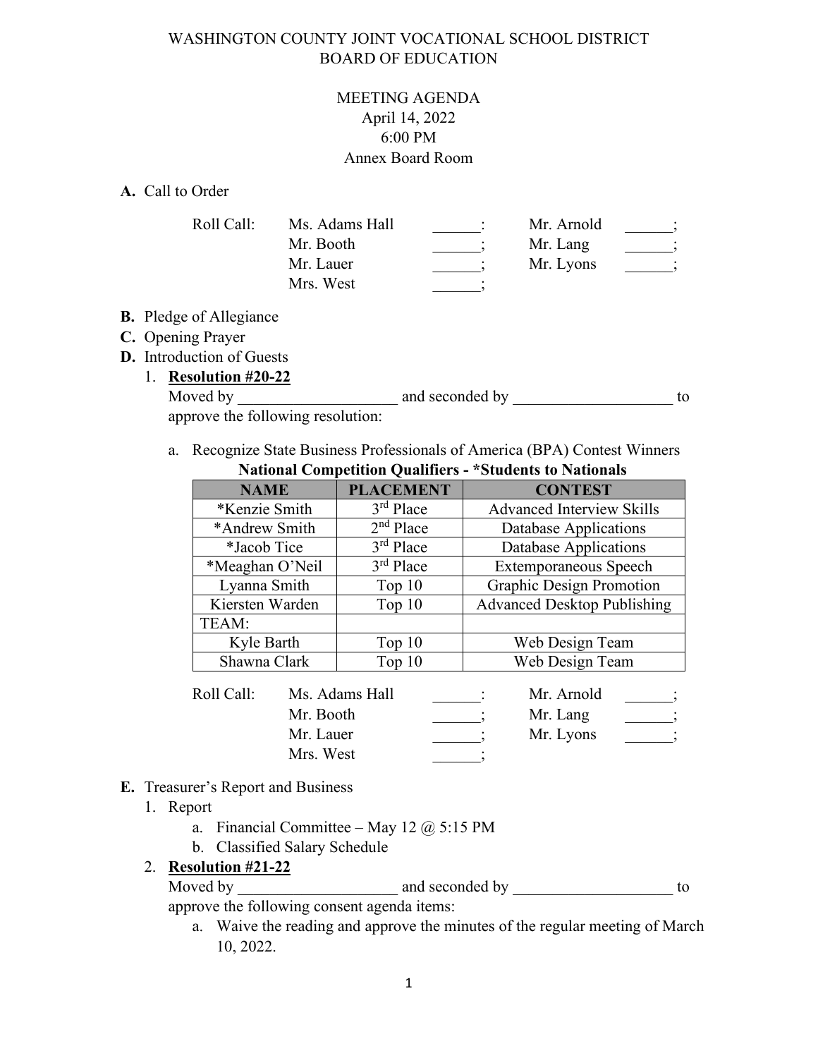WASHINGTON COUNTY JOINT VOCATIONAL SCHOOL DISTRICT
BOARD OF EDUCATION

MEETING AGENDA
April 14, 2022
6:00 PM
Annex Board Room

**A.** Call to Order

Roll Call: Ms. Adams Hall ______: Mr. Arnold ______;
Mr. Booth ______; Mr. Lang ______;
Mr. Lauer ______; Mr. Lyons ______;
Mrs. West ______;

**B.** Pledge of Allegiance

**C.** Opening Prayer

**D.** Introduction of Guests

1. **Resolution #20-22**
   Moved by ____________________ and seconded by ____________________ to approve the following resolution:

   a. Recognize State Business Professionals of America (BPA) Contest Winners

**National Competition Qualifiers - *Students to Nationals**

| NAME | PLACEMENT | CONTEST |
|---|---|---|
| *Kenzie Smith | 3rd Place | Advanced Interview Skills |
| *Andrew Smith | 2nd Place | Database Applications |
| *Jacob Tice | 3rd Place | Database Applications |
| *Meaghan O'Neil | 3rd Place | Extemporaneous Speech |
| Lyanna Smith | Top 10 | Graphic Design Promotion |
| Kiersten Warden | Top 10 | Advanced Desktop Publishing |
| TEAM: | | |
| Kyle Barth | Top 10 | Web Design Team |
| Shawna Clark | Top 10 | Web Design Team |

Roll Call: Ms. Adams Hall ______: Mr. Arnold ______;
Mr. Booth ______; Mr. Lang ______;
Mr. Lauer ______; Mr. Lyons ______;
Mrs. West ______;

**E.** Treasurer's Report and Business

1. Report
   a. Financial Committee – May 12 @ 5:15 PM
   b. Classified Salary Schedule
2. **Resolution #21-22**
   Moved by ____________________ and seconded by ____________________ to approve the following consent agenda items:
   a. Waive the reading and approve the minutes of the regular meeting of March 10, 2022.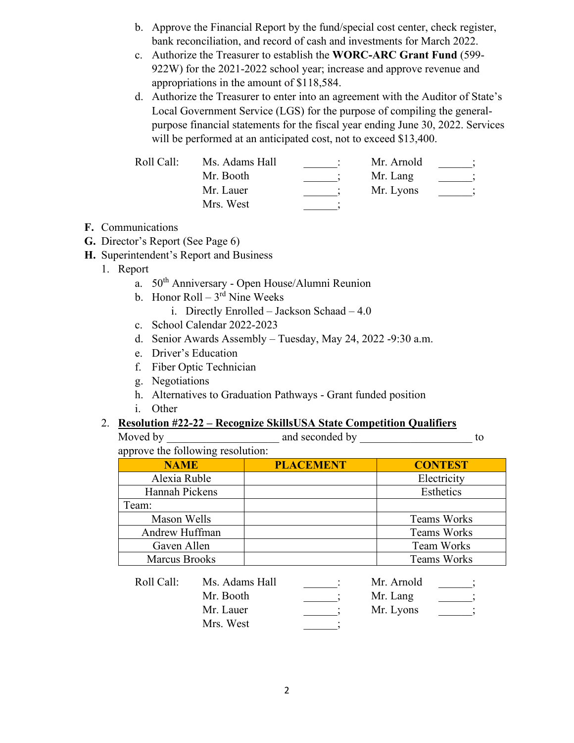b. Approve the Financial Report by the fund/special cost center, check register, bank reconciliation, and record of cash and investments for March 2022.

c. Authorize the Treasurer to establish the **WORC-ARC Grant Fund** (599-922W) for the 2021-2022 school year; increase and approve revenue and appropriations in the amount of $118,584.

d. Authorize the Treasurer to enter into an agreement with the Auditor of State's Local Government Service (LGS) for the purpose of compiling the general-purpose financial statements for the fiscal year ending June 30, 2022. Services will be performed at an anticipated cost, not to exceed $13,400.

| Roll Call: | Ms. Adams Hall | ______: | Mr. Arnold | ______; |
|---|---|---|---|---|
| | Mr. Booth | ______; | Mr. Lang | ______; |
| | Mr. Lauer | ______; | Mr. Lyons | ______; |
| | Mrs. West | ______; | | |

**F.** Communications

**G.** Director's Report (See Page 6)

**H.** Superintendent's Report and Business

1. Report
   a. 50th Anniversary - Open House/Alumni Reunion
   b. Honor Roll – 3rd Nine Weeks
      i. Directly Enrolled – Jackson Schaad – 4.0
   c. School Calendar 2022-2023
   d. Senior Awards Assembly – Tuesday, May 24, 2022 -9:30 a.m.
   e. Driver's Education
   f. Fiber Optic Technician
   g. Negotiations
   h. Alternatives to Graduation Pathways - Grant funded position
   i. Other

2. **Resolution #22-22 – Recognize SkillsUSA State Competition Qualifiers**

Moved by ____________________ and seconded by ____________________ to approve the following resolution:

| NAME | PLACEMENT | CONTEST |
|---|---|---|
| Alexia Ruble | | Electricity |
| Hannah Pickens | | Esthetics |
| Team: | | |
| Mason Wells | | Teams Works |
| Andrew Huffman | | Teams Works |
| Gaven Allen | | Team Works |
| Marcus Brooks | | Teams Works |

| Roll Call: | Ms. Adams Hall | ______: | Mr. Arnold | ______; |
|---|---|---|---|---|
| | Mr. Booth | ______; | Mr. Lang | ______; |
| | Mr. Lauer | ______; | Mr. Lyons | ______; |
| | Mrs. West | ______; | | |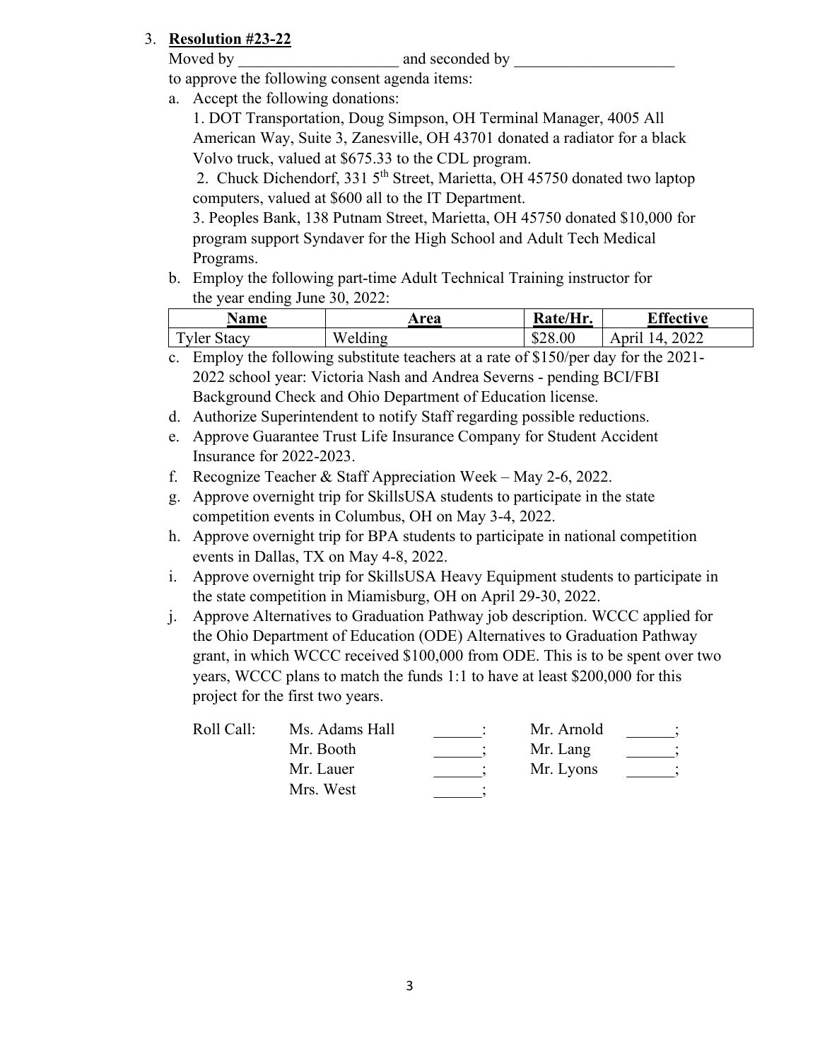3. **Resolution #23-22**

Moved by \_\_\_\_\_\_\_\_\_\_\_\_\_\_\_\_\_\_\_\_ and seconded by \_\_\_\_\_\_\_\_\_\_\_\_\_\_\_\_\_\_\_\_ to approve the following consent agenda items:

a. Accept the following donations:

1. DOT Transportation, Doug Simpson, OH Terminal Manager, 4005 All American Way, Suite 3, Zanesville, OH 43701 donated a radiator for a black Volvo truck, valued at $675.33 to the CDL program.
2. Chuck Dichendorf, 331 5th Street, Marietta, OH 45750 donated two laptop computers, valued at $600 all to the IT Department.
3. Peoples Bank, 138 Putnam Street, Marietta, OH 45750 donated $10,000 for program support Syndaver for the High School and Adult Tech Medical Programs.

b. Employ the following part-time Adult Technical Training instructor for the year ending June 30, 2022:

| Name | Area | Rate/Hr. | Effective |
|---|---|---|---|
| Tyler Stacy | Welding | $28.00 | April 14, 2022 |

c. Employ the following substitute teachers at a rate of $150/per day for the 2021-2022 school year: Victoria Nash and Andrea Severns - pending BCI/FBI Background Check and Ohio Department of Education license.

d. Authorize Superintendent to notify Staff regarding possible reductions.

e. Approve Guarantee Trust Life Insurance Company for Student Accident Insurance for 2022-2023.

f. Recognize Teacher & Staff Appreciation Week – May 2-6, 2022.

g. Approve overnight trip for SkillsUSA students to participate in the state competition events in Columbus, OH on May 3-4, 2022.

h. Approve overnight trip for BPA students to participate in national competition events in Dallas, TX on May 4-8, 2022.

i. Approve overnight trip for SkillsUSA Heavy Equipment students to participate in the state competition in Miamisburg, OH on April 29-30, 2022.

j. Approve Alternatives to Graduation Pathway job description. WCCC applied for the Ohio Department of Education (ODE) Alternatives to Graduation Pathway grant, in which WCCC received $100,000 from ODE. This is to be spent over two years, WCCC plans to match the funds 1:1 to have at least $200,000 for this project for the first two years.

| Roll Call: | Ms. Adams Hall | \_\_\_\_\_\_: | Mr. Arnold | \_\_\_\_\_\_; |
|---|---|---|---|---|
| | Mr. Booth | \_\_\_\_\_\_; | Mr. Lang | \_\_\_\_\_\_; |
| | Mr. Lauer | \_\_\_\_\_\_; | Mr. Lyons | \_\_\_\_\_\_; |
| | Mrs. West | \_\_\_\_\_\_; | | |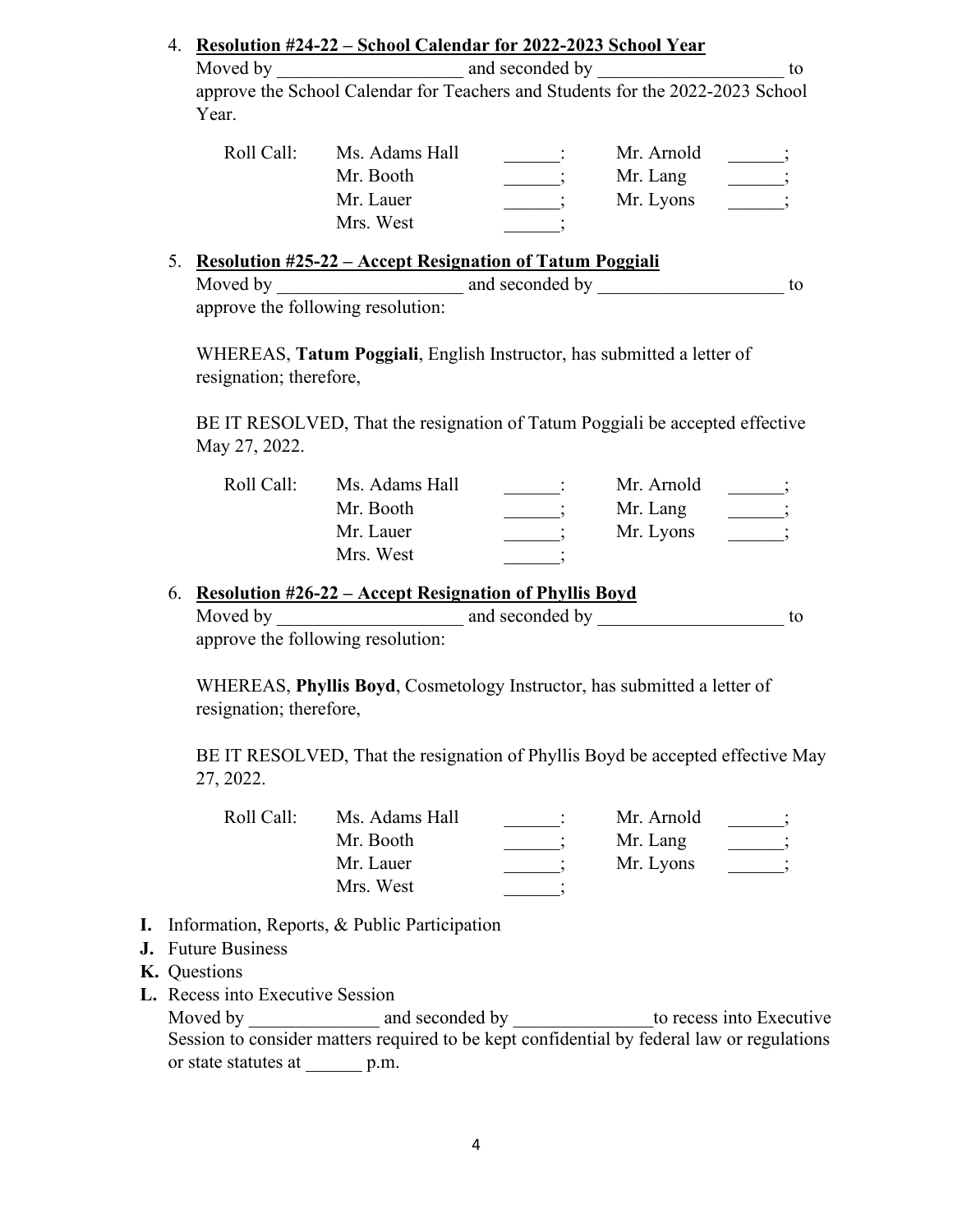4. **<u>Resolution #24-22 – School Calendar for 2022-2023 School Year</u>**
   Moved by ____________________ and seconded by ____________________ to approve the School Calendar for Teachers and Students for the 2022-2023 School Year.

   | Roll Call: | Ms. Adams Hall | ______: | Mr. Arnold | ______; |
   |---|---|---|---|---|
   | | Mr. Booth | ______; | Mr. Lang | ______; |
   | | Mr. Lauer | ______; | Mr. Lyons | ______; |
   | | Mrs. West | ______; | | |

5. **<u>Resolution #25-22 – Accept Resignation of Tatum Poggiali</u>**
   Moved by ____________________ and seconded by ____________________ to approve the following resolution:

   WHEREAS, **Tatum Poggiali**, English Instructor, has submitted a letter of resignation; therefore,

   BE IT RESOLVED, That the resignation of Tatum Poggiali be accepted effective May 27, 2022.

   | Roll Call: | Ms. Adams Hall | ______: | Mr. Arnold | ______; |
   |---|---|---|---|---|
   | | Mr. Booth | ______; | Mr. Lang | ______; |
   | | Mr. Lauer | ______; | Mr. Lyons | ______; |
   | | Mrs. West | ______; | | |

6. **<u>Resolution #26-22 – Accept Resignation of Phyllis Boyd</u>**
   Moved by ____________________ and seconded by ____________________ to approve the following resolution:

   WHEREAS, **Phyllis Boyd**, Cosmetology Instructor, has submitted a letter of resignation; therefore,

   BE IT RESOLVED, That the resignation of Phyllis Boyd be accepted effective May 27, 2022.

   | Roll Call: | Ms. Adams Hall | ______: | Mr. Arnold | ______; |
   |---|---|---|---|---|
   | | Mr. Booth | ______; | Mr. Lang | ______; |
   | | Mr. Lauer | ______; | Mr. Lyons | ______; |
   | | Mrs. West | ______; | | |

**I.** Information, Reports, & Public Participation

**J.** Future Business

**K.** Questions

**L.** Recess into Executive Session
Moved by ______________ and seconded by _______________to recess into Executive Session to consider matters required to be kept confidential by federal law or regulations or state statutes at ______ p.m.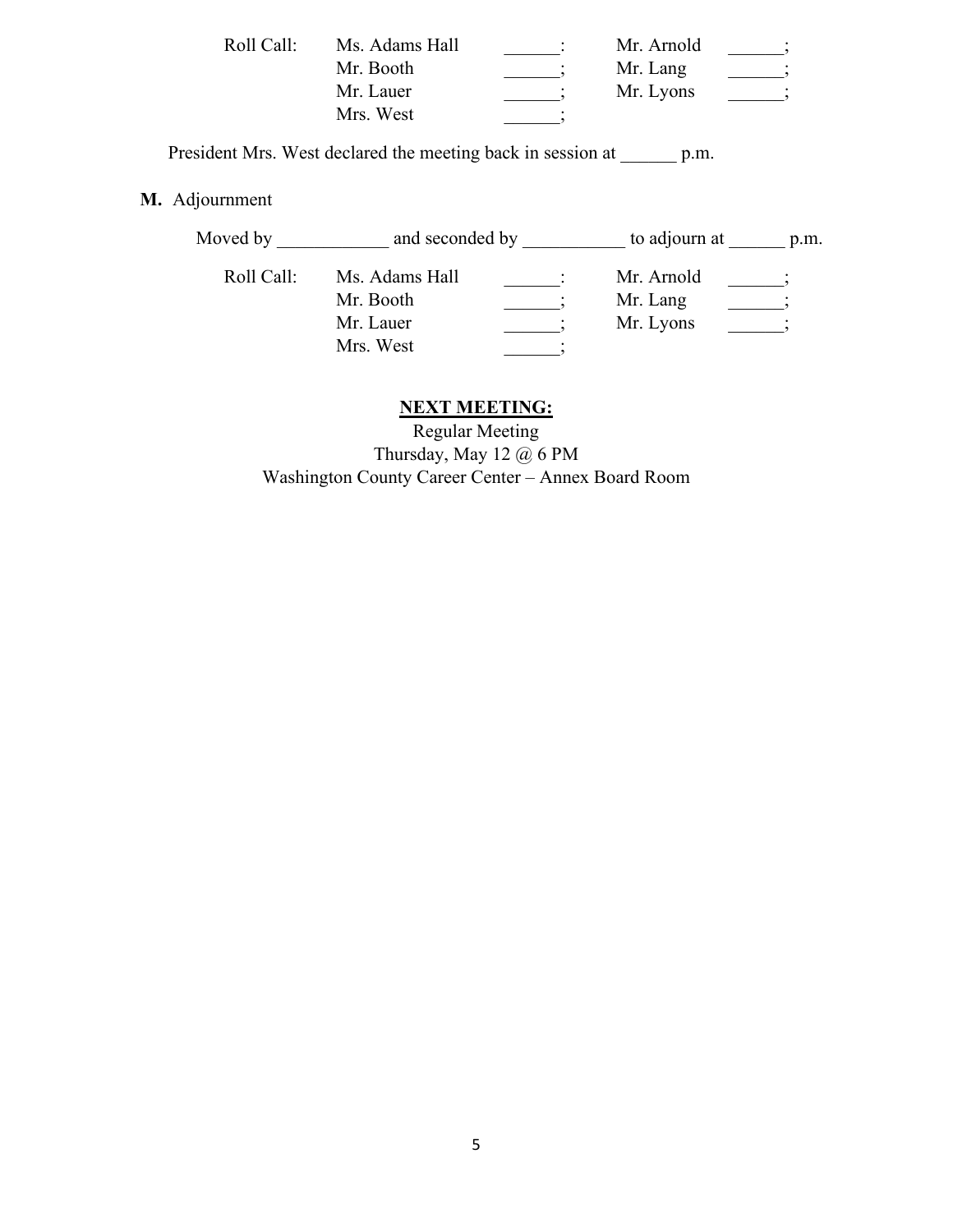| Roll Call: | Ms. Adams Hall | ______: | Mr. Arnold | ______; |
|---|---|---|---|---|
| | Mr. Booth | ______; | Mr. Lang | ______; |
| | Mr. Lauer | ______; | Mr. Lyons | ______; |
| | Mrs. West | ______; | | |

President Mrs. West declared the meeting back in session at ______ p.m.

**M.** Adjournment

Moved by ____________ and seconded by ___________ to adjourn at ______ p.m.

| Roll Call: | Ms. Adams Hall | ______: | Mr. Arnold | ______; |
|---|---|---|---|---|
| | Mr. Booth | ______; | Mr. Lang | ______; |
| | Mr. Lauer | ______; | Mr. Lyons | ______; |
| | Mrs. West | ______; | | |

**NEXT MEETING:**

Regular Meeting
Thursday, May 12 @ 6 PM
Washington County Career Center – Annex Board Room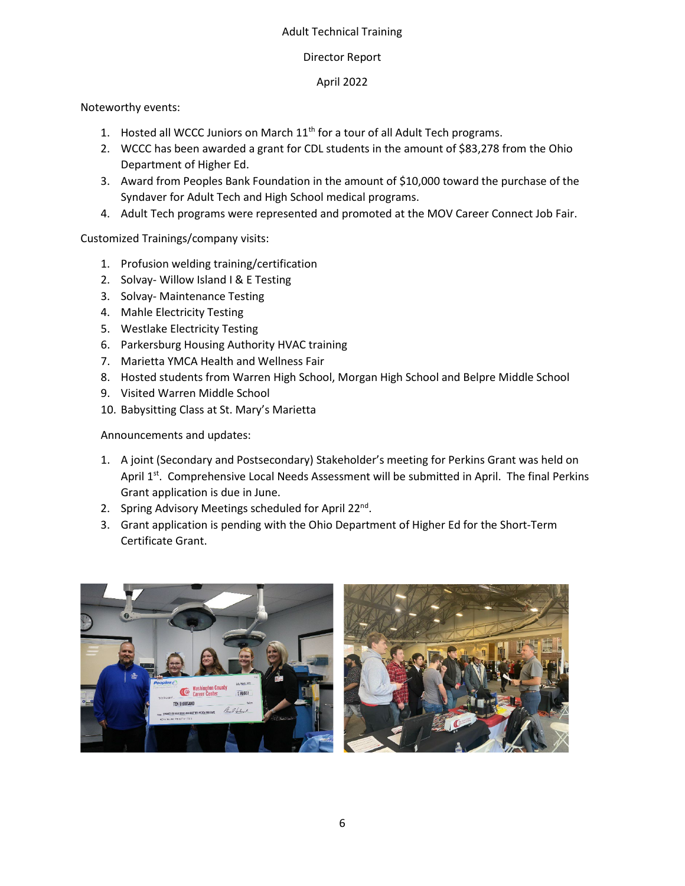Adult Technical Training

Director Report

April 2022

Noteworthy events:

1. Hosted all WCCC Juniors on March 11th for a tour of all Adult Tech programs.
2. WCCC has been awarded a grant for CDL students in the amount of $83,278 from the Ohio Department of Higher Ed.
3. Award from Peoples Bank Foundation in the amount of $10,000 toward the purchase of the Syndaver for Adult Tech and High School medical programs.
4. Adult Tech programs were represented and promoted at the MOV Career Connect Job Fair.

Customized Trainings/company visits:

1. Profusion welding training/certification
2. Solvay- Willow Island I & E Testing
3. Solvay- Maintenance Testing
4. Mahle Electricity Testing
5. Westlake Electricity Testing
6. Parkersburg Housing Authority HVAC training
7. Marietta YMCA Health and Wellness Fair
8. Hosted students from Warren High School, Morgan High School and Belpre Middle School
9. Visited Warren Middle School
10. Babysitting Class at St. Mary's Marietta

Announcements and updates:

1. A joint (Secondary and Postsecondary) Stakeholder's meeting for Perkins Grant was held on April 1st. Comprehensive Local Needs Assessment will be submitted in April. The final Perkins Grant application is due in June.
2. Spring Advisory Meetings scheduled for April 22nd.
3. Grant application is pending with the Ohio Department of Higher Ed for the Short-Term Certificate Grant.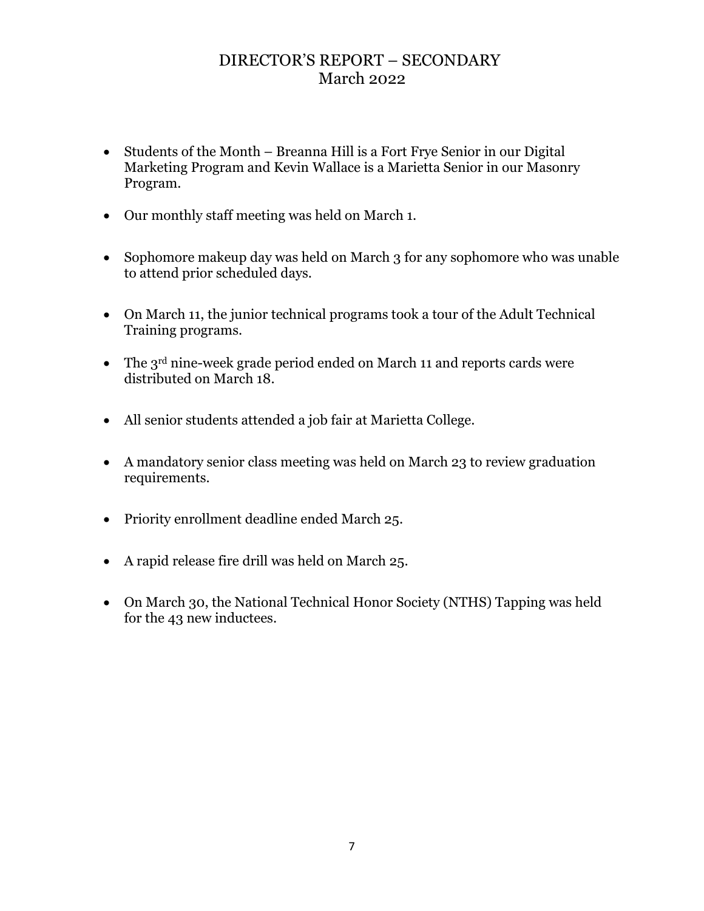# DIRECTOR'S REPORT – SECONDARY
## March 2022

- Students of the Month – Breanna Hill is a Fort Frye Senior in our Digital Marketing Program and Kevin Wallace is a Marietta Senior in our Masonry Program.
- Our monthly staff meeting was held on March 1.
- Sophomore makeup day was held on March 3 for any sophomore who was unable to attend prior scheduled days.
- On March 11, the junior technical programs took a tour of the Adult Technical Training programs.
- The 3rd nine-week grade period ended on March 11 and reports cards were distributed on March 18.
- All senior students attended a job fair at Marietta College.
- A mandatory senior class meeting was held on March 23 to review graduation requirements.
- Priority enrollment deadline ended March 25.
- A rapid release fire drill was held on March 25.
- On March 30, the National Technical Honor Society (NTHS) Tapping was held for the 43 new inductees.